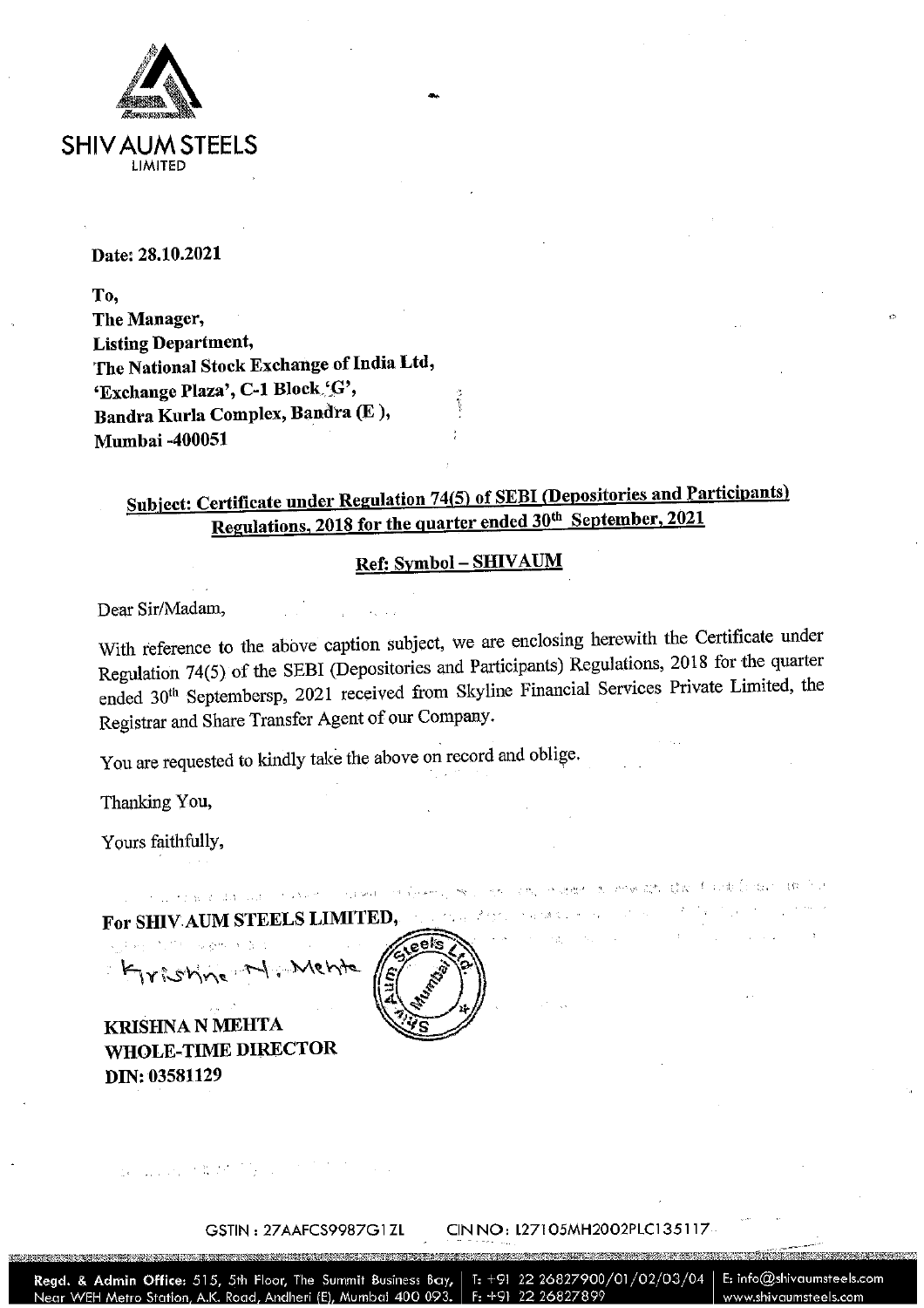**SHIV AUM STEELS**
LIMITED

**Date: 28.10.2021**

**To,**
**The Manager,**
**Listing Department,**
**The National Stock Exchange of India Ltd,**
**'Exchange Plaza', C-1 Block 'G',**
**Bandra Kurla Complex, Bandra (E ),**
**Mumbai -400051**

**Subject: Certificate under Regulation 74(5) of SEBI (Depositories and Participants) Regulations, 2018 for the quarter ended 30th September, 2021**

**Ref: Symbol – SHIVAUM**

Dear Sir/Madam,

With reference to the above caption subject, we are enclosing herewith the Certificate under Regulation 74(5) of the SEBI (Depositories and Participants) Regulations, 2018 for the quarter ended 30th Septembersp, 2021 received from Skyline Financial Services Private Limited, the Registrar and Share Transfer Agent of our Company.

You are requested to kindly take the above on record and oblige.

Thanking You,

Yours faithfully,

**For SHIV AUM STEELS LIMITED,**

Krishna N. Mehta

**KRISHNA N MEHTA**
**WHOLE-TIME DIRECTOR**
**DIN: 03581129**

GSTIN : 27AAFCS9987G1ZL CIN NO: L27105MH2002PLC135117

**Regd. & Admin Office:** 515, 5th Floor, The Summit Business Bay, Near WEH Metro Station, A.K. Road, Andheri (E), Mumbai 400 093. | T: +91 22 26827900/01/02/03/04 F: +91 22 26827899 | E: info@shivaumsteels.com www.shivaumsteels.com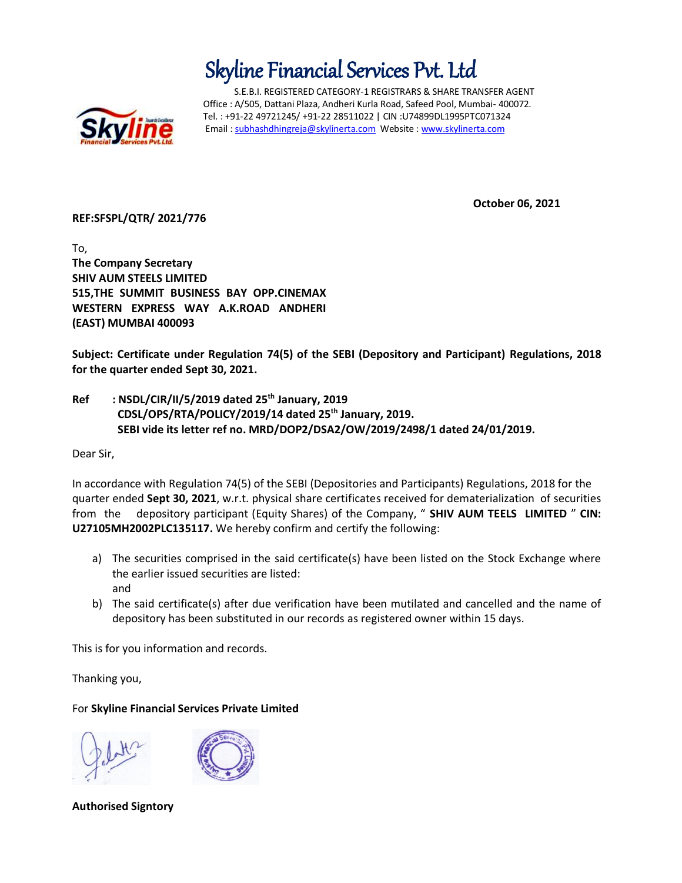# Skyline Financial Services Pvt. Ltd

S.E.B.I. REGISTERED CATEGORY-1 REGISTRARS & SHARE TRANSFER AGENT
Office : A/505, Dattani Plaza, Andheri Kurla Road, Safeed Pool, Mumbai- 400072.
Tel. : +91-22 49721245/ +91-22 28511022 | CIN :U74899DL1995PTC071324
Email : subhashdhingreja@skylinerta.com Website : www.skylinerta.com

**October 06, 2021**

**REF:SFSPL/QTR/ 2021/776**

To,
**The Company Secretary**
**SHIV AUM STEELS LIMITED**
**515,THE SUMMIT BUSINESS BAY OPP.CINEMAX**
**WESTERN EXPRESS WAY A.K.ROAD ANDHERI**
**(EAST) MUMBAI 400093**

**Subject: Certificate under Regulation 74(5) of the SEBI (Depository and Participant) Regulations, 2018 for the quarter ended Sept 30, 2021.**

**Ref : NSDL/CIR/II/5/2019 dated 25th January, 2019**
**CDSL/OPS/RTA/POLICY/2019/14 dated 25th January, 2019.**
**SEBI vide its letter ref no. MRD/DOP2/DSA2/OW/2019/2498/1 dated 24/01/2019.**

Dear Sir,

In accordance with Regulation 74(5) of the SEBI (Depositories and Participants) Regulations, 2018 for the quarter ended **Sept 30, 2021**, w.r.t. physical share certificates received for dematerialization of securities from the depository participant (Equity Shares) of the Company, " **SHIV AUM TEELS LIMITED** " **CIN: U27105MH2002PLC135117.** We hereby confirm and certify the following:

a) The securities comprised in the said certificate(s) have been listed on the Stock Exchange where the earlier issued securities are listed:
and
b) The said certificate(s) after due verification have been mutilated and cancelled and the name of depository has been substituted in our records as registered owner within 15 days.

This is for you information and records.

Thanking you,

For **Skyline Financial Services Private Limited**

**Authorised Signtory**